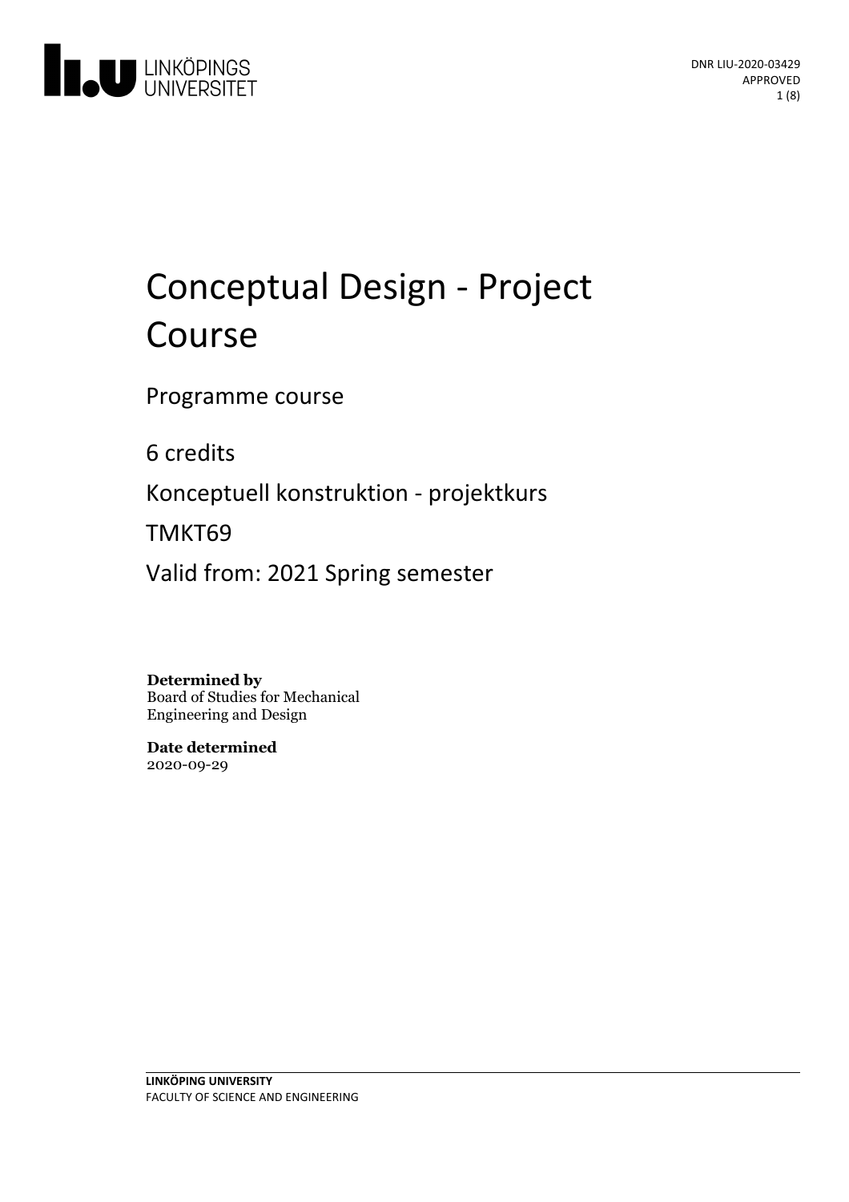DNR LIU-2020-03429
APPROVED

# Conceptual Design - Project Course

Programme course

6 credits

Konceptuell konstruktion - projektkurs

TMKT69

Valid from: 2021 Spring semester

**Determined by**
Board of Studies for Mechanical Engineering and Design

**Date determined**
2020-09-29

**LINKÖPING UNIVERSITY**
FACULTY OF SCIENCE AND ENGINEERING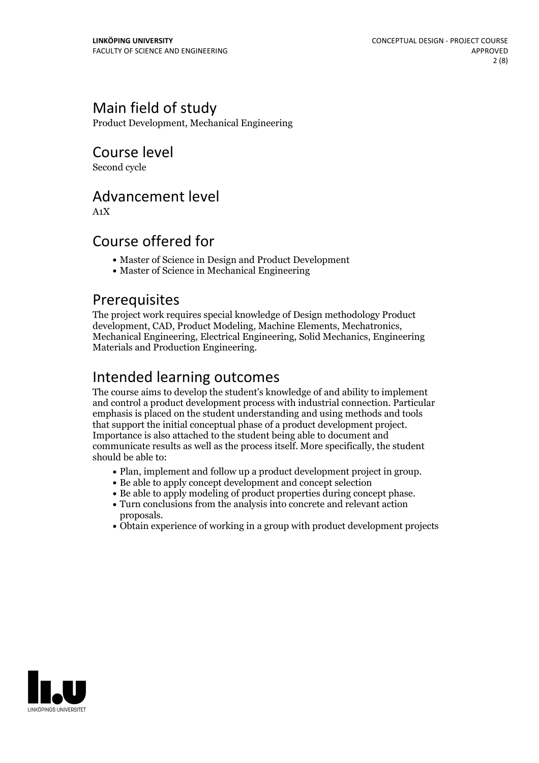## Main field of study

Product Development, Mechanical Engineering

## Course level

Second cycle

## Advancement level

A1X

## Course offered for

- Master of Science in Design and Product Development
- Master of Science in Mechanical Engineering

## Prerequisites

The project work requires special knowledge of Design methodology Product development, CAD, Product Modeling, Machine Elements, Mechatronics, Mechanical Engineering, Electrical Engineering, Solid Mechanics, Engineering Materials and Production Engineering.

## Intended learning outcomes

The course aims to develop the student's knowledge of and ability to implement and control a product development process with industrial connection. Particular emphasis is placed on the student understanding and using methods and tools that support the initial conceptual phase of a product development project. Importance is also attached to the student being able to document and communicate results as well as the process itself. More specifically, the student should be able to:

- Plan, implement and follow up a product development project in group.
- Be able to apply concept development and concept selection
- Be able to apply modeling of product properties during concept phase.
- Turn conclusions from the analysis into concrete and relevant action proposals.
- Obtain experience of working in a group with product development projects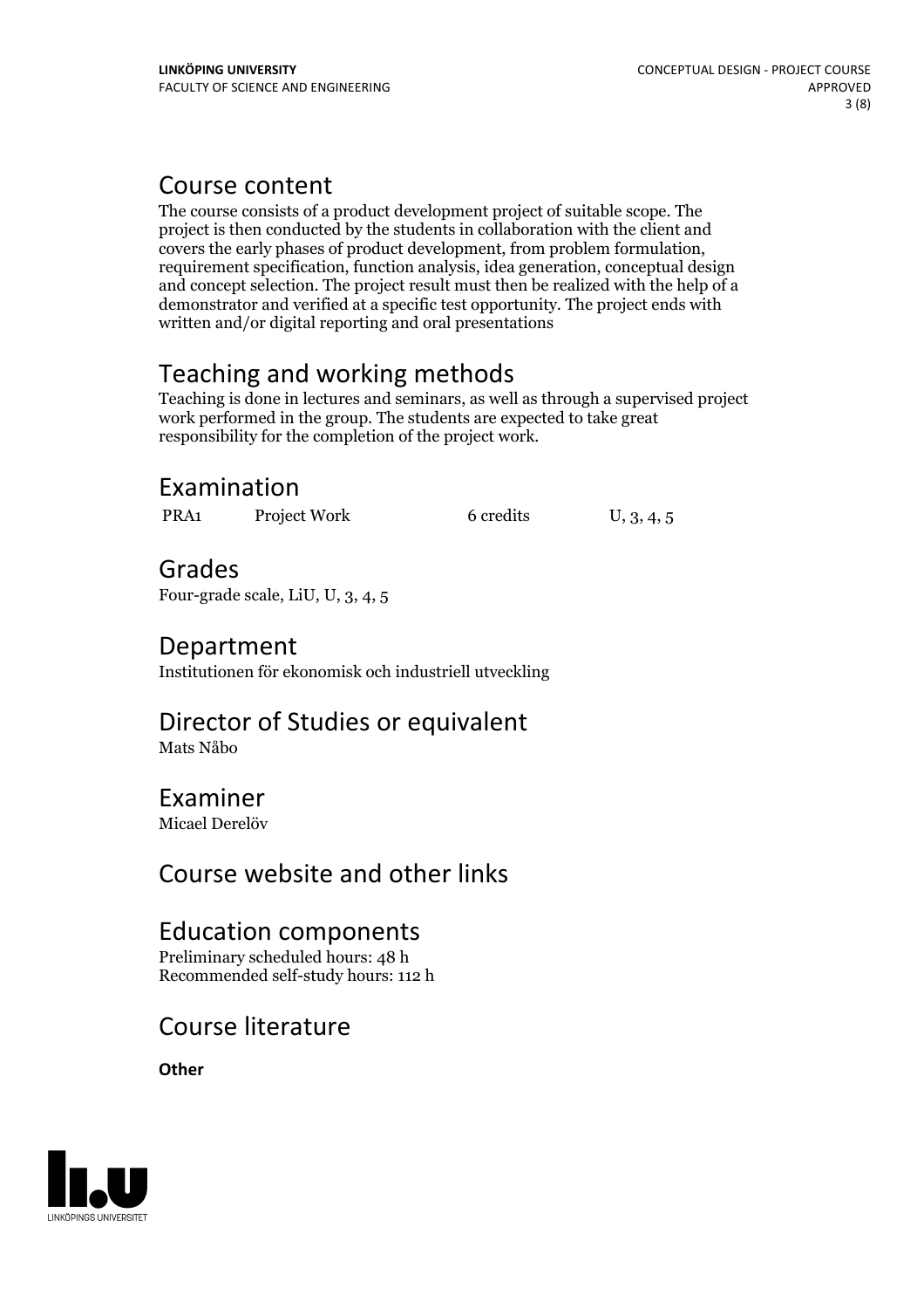## Course content

The course consists of a product development project of suitable scope. The project is then conducted by the students in collaboration with the client and covers the early phases of product development, from problem formulation, requirement specification, function analysis, idea generation, conceptual design and concept selection. The project result must then be realized with the help of a demonstrator and verified at a specific test opportunity. The project ends with written and/or digital reporting and oral presentations

## Teaching and working methods

Teaching is done in lectures and seminars, as well as through a supervised project work performed in the group. The students are expected to take great responsibility for the completion of the project work.

## Examination

| | | | |
|---|---|---|---|
| PRA1 | Project Work | 6 credits | U, 3, 4, 5 |

## Grades

Four-grade scale, LiU, U, 3, 4, 5

## Department

Institutionen för ekonomisk och industriell utveckling

## Director of Studies or equivalent

Mats Nåbo

## Examiner

Micael Derelöv

## Course website and other links

## Education components

Preliminary scheduled hours: 48 h
Recommended self-study hours: 112 h

## Course literature

**Other**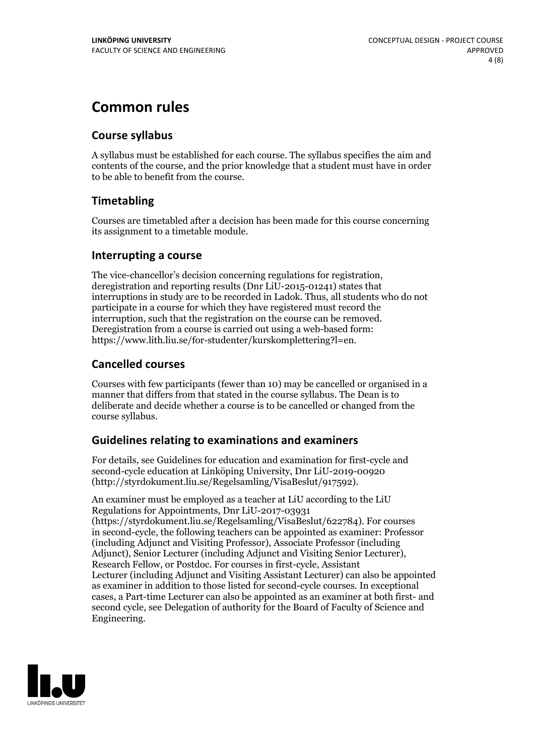# Common rules

## Course syllabus

A syllabus must be established for each course. The syllabus specifies the aim and contents of the course, and the prior knowledge that a student must have in order to be able to benefit from the course.

## Timetabling

Courses are timetabled after a decision has been made for this course concerning its assignment to a timetable module.

## Interrupting a course

The vice-chancellor's decision concerning regulations for registration, deregistration and reporting results (Dnr LiU-2015-01241) states that interruptions in study are to be recorded in Ladok. Thus, all students who do not participate in a course for which they have registered must record the interruption, such that the registration on the course can be removed. Deregistration from a course is carried out using a web-based form: https://www.lith.liu.se/for-studenter/kurskomplettering?l=en.

## Cancelled courses

Courses with few participants (fewer than 10) may be cancelled or organised in a manner that differs from that stated in the course syllabus. The Dean is to deliberate and decide whether a course is to be cancelled or changed from the course syllabus.

## Guidelines relating to examinations and examiners

For details, see Guidelines for education and examination for first-cycle and second-cycle education at Linköping University, Dnr LiU-2019-00920 (http://styrdokument.liu.se/Regelsamling/VisaBeslut/917592).

An examiner must be employed as a teacher at LiU according to the LiU Regulations for Appointments, Dnr LiU-2017-03931 (https://styrdokument.liu.se/Regelsamling/VisaBeslut/622784). For courses in second-cycle, the following teachers can be appointed as examiner: Professor (including Adjunct and Visiting Professor), Associate Professor (including Adjunct), Senior Lecturer (including Adjunct and Visiting Senior Lecturer), Research Fellow, or Postdoc. For courses in first-cycle, Assistant Lecturer (including Adjunct and Visiting Assistant Lecturer) can also be appointed as examiner in addition to those listed for second-cycle courses. In exceptional cases, a Part-time Lecturer can also be appointed as an examiner at both first- and second cycle, see Delegation of authority for the Board of Faculty of Science and Engineering.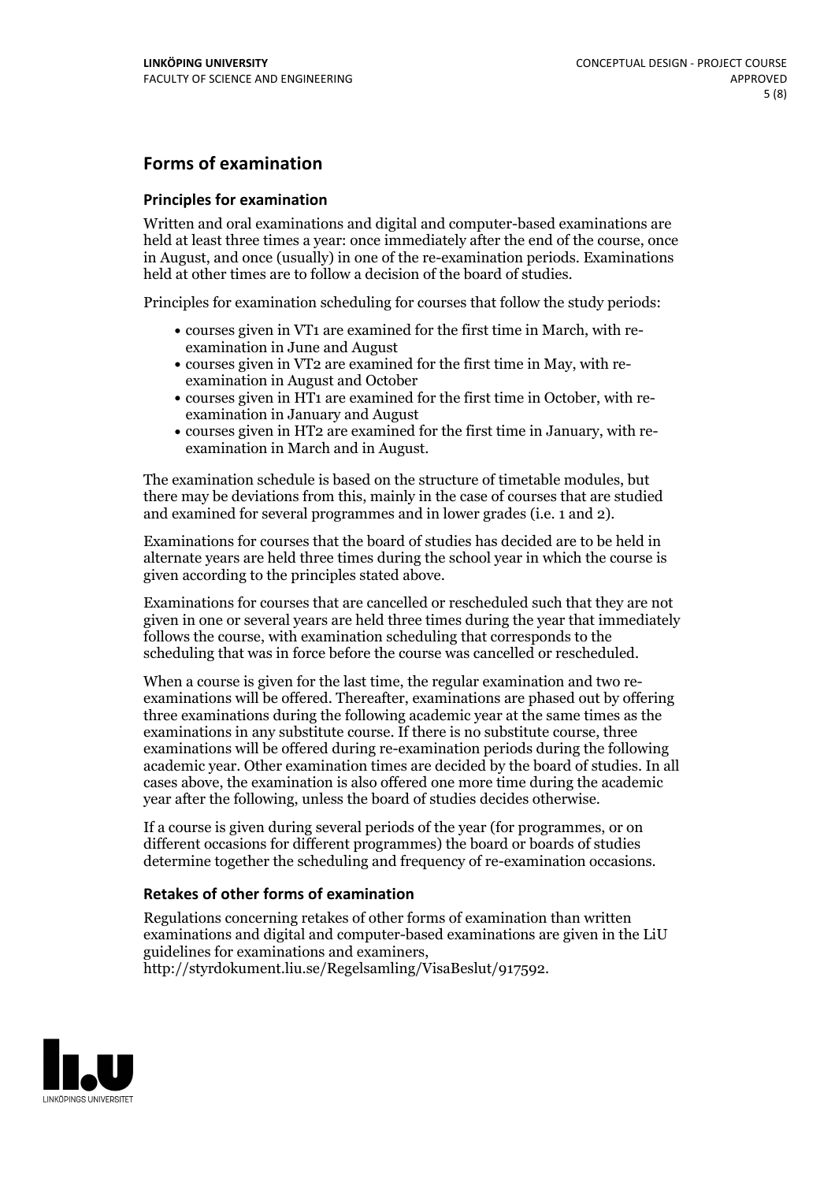## Forms of examination

### Principles for examination

Written and oral examinations and digital and computer-based examinations are held at least three times a year: once immediately after the end of the course, once in August, and once (usually) in one of the re-examination periods. Examinations held at other times are to follow a decision of the board of studies.

Principles for examination scheduling for courses that follow the study periods:

- courses given in VT1 are examined for the first time in March, with re-examination in June and August
- courses given in VT2 are examined for the first time in May, with re-examination in August and October
- courses given in HT1 are examined for the first time in October, with re-examination in January and August
- courses given in HT2 are examined for the first time in January, with re-examination in March and in August.

The examination schedule is based on the structure of timetable modules, but there may be deviations from this, mainly in the case of courses that are studied and examined for several programmes and in lower grades (i.e. 1 and 2).

Examinations for courses that the board of studies has decided are to be held in alternate years are held three times during the school year in which the course is given according to the principles stated above.

Examinations for courses that are cancelled or rescheduled such that they are not given in one or several years are held three times during the year that immediately follows the course, with examination scheduling that corresponds to the scheduling that was in force before the course was cancelled or rescheduled.

When a course is given for the last time, the regular examination and two re-examinations will be offered. Thereafter, examinations are phased out by offering three examinations during the following academic year at the same times as the examinations in any substitute course. If there is no substitute course, three examinations will be offered during re-examination periods during the following academic year. Other examination times are decided by the board of studies. In all cases above, the examination is also offered one more time during the academic year after the following, unless the board of studies decides otherwise.

If a course is given during several periods of the year (for programmes, or on different occasions for different programmes) the board or boards of studies determine together the scheduling and frequency of re-examination occasions.

### Retakes of other forms of examination

Regulations concerning retakes of other forms of examination than written examinations and digital and computer-based examinations are given in the LiU guidelines for examinations and examiners, http://styrdokument.liu.se/Regelsamling/VisaBeslut/917592.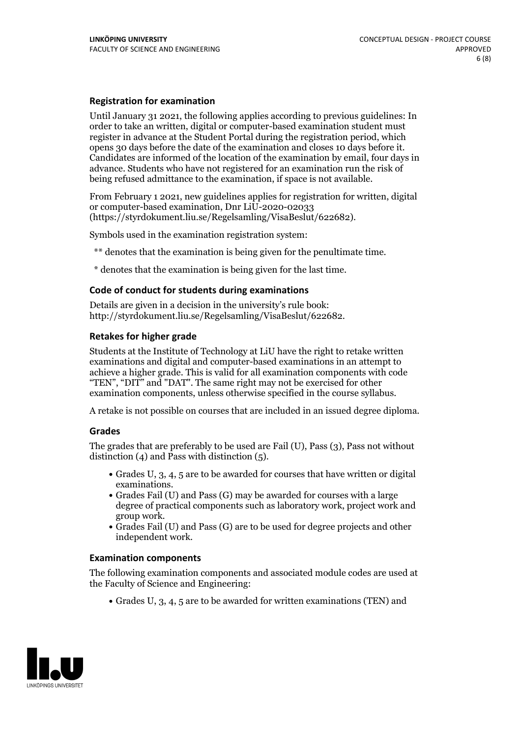### Registration for examination

Until January 31 2021, the following applies according to previous guidelines: In order to take an written, digital or computer-based examination student must register in advance at the Student Portal during the registration period, which opens 30 days before the date of the examination and closes 10 days before it. Candidates are informed of the location of the examination by email, four days in advance. Students who have not registered for an examination run the risk of being refused admittance to the examination, if space is not available.

From February 1 2021, new guidelines applies for registration for written, digital or computer-based examination, Dnr LiU-2020-02033 (https://styrdokument.liu.se/Regelsamling/VisaBeslut/622682).

Symbols used in the examination registration system:

** denotes that the examination is being given for the penultimate time.

* denotes that the examination is being given for the last time.

### Code of conduct for students during examinations

Details are given in a decision in the university's rule book: http://styrdokument.liu.se/Regelsamling/VisaBeslut/622682.

### Retakes for higher grade

Students at the Institute of Technology at LiU have the right to retake written examinations and digital and computer-based examinations in an attempt to achieve a higher grade. This is valid for all examination components with code "TEN", "DIT" and "DAT". The same right may not be exercised for other examination components, unless otherwise specified in the course syllabus.

A retake is not possible on courses that are included in an issued degree diploma.

### Grades

The grades that are preferably to be used are Fail (U), Pass (3), Pass not without distinction (4) and Pass with distinction (5).

- Grades U, 3, 4, 5 are to be awarded for courses that have written or digital examinations.
- Grades Fail (U) and Pass (G) may be awarded for courses with a large degree of practical components such as laboratory work, project work and group work.
- Grades Fail (U) and Pass (G) are to be used for degree projects and other independent work.

### Examination components

The following examination components and associated module codes are used at the Faculty of Science and Engineering:

- Grades U, 3, 4, 5 are to be awarded for written examinations (TEN) and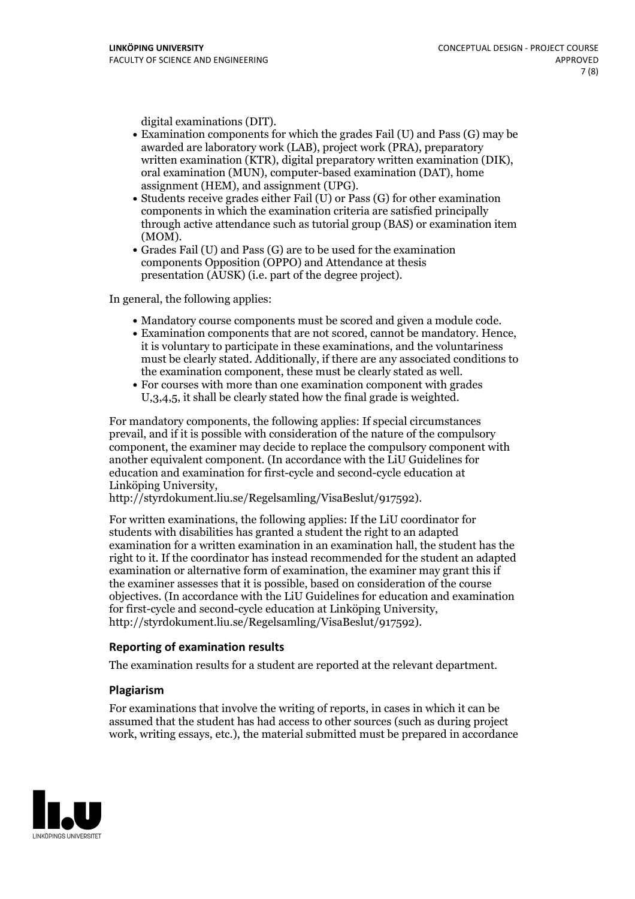digital examinations (DIT).

- Examination components for which the grades Fail (U) and Pass (G) may be awarded are laboratory work (LAB), project work (PRA), preparatory written examination (KTR), digital preparatory written examination (DIK), oral examination (MUN), computer-based examination (DAT), home assignment (HEM), and assignment (UPG).
- Students receive grades either Fail (U) or Pass (G) for other examination components in which the examination criteria are satisfied principally through active attendance such as tutorial group (BAS) or examination item (MOM).
- Grades Fail (U) and Pass (G) are to be used for the examination components Opposition (OPPO) and Attendance at thesis presentation (AUSK) (i.e. part of the degree project).

In general, the following applies:

- Mandatory course components must be scored and given a module code.
- Examination components that are not scored, cannot be mandatory. Hence, it is voluntary to participate in these examinations, and the voluntariness must be clearly stated. Additionally, if there are any associated conditions to the examination component, these must be clearly stated as well.
- For courses with more than one examination component with grades U,3,4,5, it shall be clearly stated how the final grade is weighted.

For mandatory components, the following applies: If special circumstances prevail, and if it is possible with consideration of the nature of the compulsory component, the examiner may decide to replace the compulsory component with another equivalent component. (In accordance with the LiU Guidelines for education and examination for first-cycle and second-cycle education at Linköping University, http://styrdokument.liu.se/Regelsamling/VisaBeslut/917592).

For written examinations, the following applies: If the LiU coordinator for students with disabilities has granted a student the right to an adapted examination for a written examination in an examination hall, the student has the right to it. If the coordinator has instead recommended for the student an adapted examination or alternative form of examination, the examiner may grant this if the examiner assesses that it is possible, based on consideration of the course objectives. (In accordance with the LiU Guidelines for education and examination for first-cycle and second-cycle education at Linköping University, http://styrdokument.liu.se/Regelsamling/VisaBeslut/917592).

### Reporting of examination results

The examination results for a student are reported at the relevant department.

### Plagiarism

For examinations that involve the writing of reports, in cases in which it can be assumed that the student has had access to other sources (such as during project work, writing essays, etc.), the material submitted must be prepared in accordance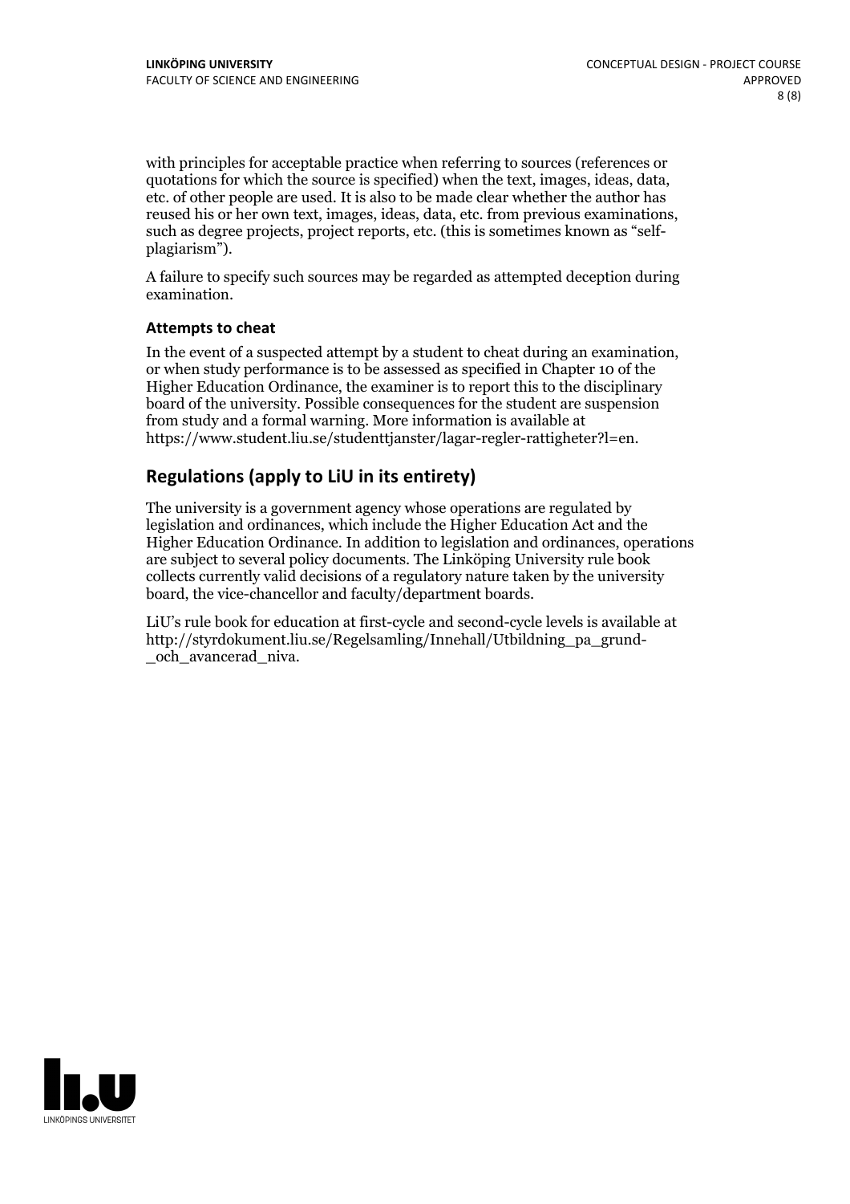with principles for acceptable practice when referring to sources (references or quotations for which the source is specified) when the text, images, ideas, data, etc. of other people are used. It is also to be made clear whether the author has reused his or her own text, images, ideas, data, etc. from previous examinations, such as degree projects, project reports, etc. (this is sometimes known as "self-plagiarism").

A failure to specify such sources may be regarded as attempted deception during examination.

**Attempts to cheat**

In the event of a suspected attempt by a student to cheat during an examination, or when study performance is to be assessed as specified in Chapter 10 of the Higher Education Ordinance, the examiner is to report this to the disciplinary board of the university. Possible consequences for the student are suspension from study and a formal warning. More information is available at https://www.student.liu.se/studenttjanster/lagar-regler-rattigheter?l=en.

## Regulations (apply to LiU in its entirety)

The university is a government agency whose operations are regulated by legislation and ordinances, which include the Higher Education Act and the Higher Education Ordinance. In addition to legislation and ordinances, operations are subject to several policy documents. The Linköping University rule book collects currently valid decisions of a regulatory nature taken by the university board, the vice-chancellor and faculty/department boards.

LiU's rule book for education at first-cycle and second-cycle levels is available at http://styrdokument.liu.se/Regelsamling/Innehall/Utbildning_pa_grund-_och_avancerad_niva.